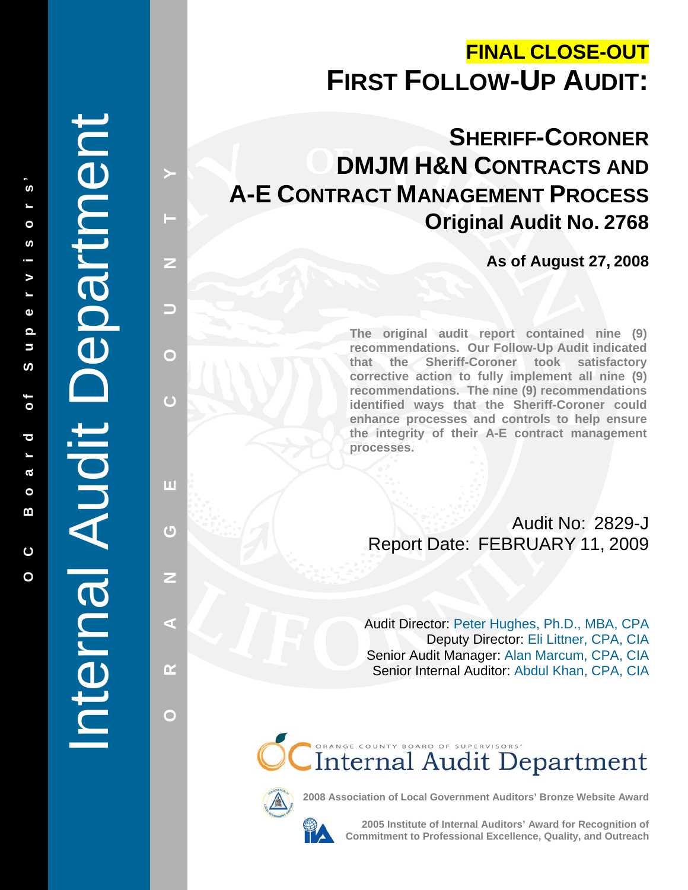**FINAL CLOSE-OUT**

# FIRST FOLLOW-UP AUDIT:

## SHERIFF-CORONER DMJM H&N CONTRACTS AND A-E CONTRACT MANAGEMENT PROCESS

### Original Audit No. 2768

**As of August 27, 2008**

**The original audit report contained nine (9) recommendations. Our Follow-Up Audit indicated that the Sheriff-Coroner took satisfactory corrective action to fully implement all nine (9) recommendations. The nine (9) recommendations identified ways that the Sheriff-Coroner could enhance processes and controls to help ensure the integrity of their A-E contract management processes.**

Audit No: 2829-J
Report Date: FEBRUARY 11, 2009

Audit Director: Peter Hughes, Ph.D., MBA, CPA
Deputy Director: Eli Littner, CPA, CIA
Senior Audit Manager: Alan Marcum, CPA, CIA
Senior Internal Auditor: Abdul Khan, CPA, CIA

Internal Audit Department

OC Board of Supervisors'

ORANGE COUNTY

ORANGE COUNTY BOARD OF SUPERVISORS' Internal Audit Department

2008 Association of Local Government Auditors' Bronze Website Award

2005 Institute of Internal Auditors' Award for Recognition of Commitment to Professional Excellence, Quality, and Outreach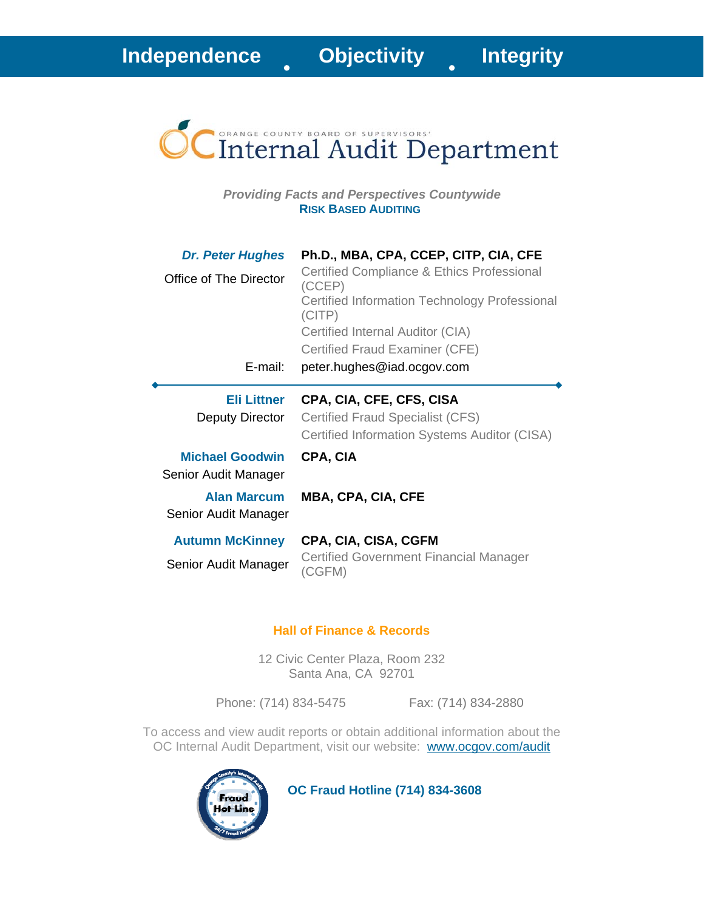**Independence • Objectivity • Integrity**

ORANGE COUNTY BOARD OF SUPERVISORS'

# Internal Audit Department

*Providing Facts and Perspectives Countywide*

**RISK BASED AUDITING**

| | |
|---|---|
| ***Dr. Peter Hughes*** | **Ph.D., MBA, CPA, CCEP, CITP, CIA, CFE** |
| Office of The Director | Certified Compliance & Ethics Professional (CCEP)<br>Certified Information Technology Professional (CITP)<br>Certified Internal Auditor (CIA)<br>Certified Fraud Examiner (CFE) |
| E-mail: | peter.hughes@iad.ocgov.com |

---

| | |
|---|---|
| **Eli Littner**<br>Deputy Director | **CPA, CIA, CFE, CFS, CISA**<br>Certified Fraud Specialist (CFS)<br>Certified Information Systems Auditor (CISA) |
| **Michael Goodwin**<br>Senior Audit Manager | **CPA, CIA** |
| **Alan Marcum**<br>Senior Audit Manager | **MBA, CPA, CIA, CFE** |
| **Autumn McKinney**<br>Senior Audit Manager | **CPA, CIA, CISA, CGFM**<br>Certified Government Financial Manager (CGFM) |

**Hall of Finance & Records**

12 Civic Center Plaza, Room 232
Santa Ana, CA 92701

Phone: (714) 834-5475 Fax: (714) 834-2880

To access and view audit reports or obtain additional information about the OC Internal Audit Department, visit our website: www.ocgov.com/audit

**OC Fraud Hotline (714) 834-3608**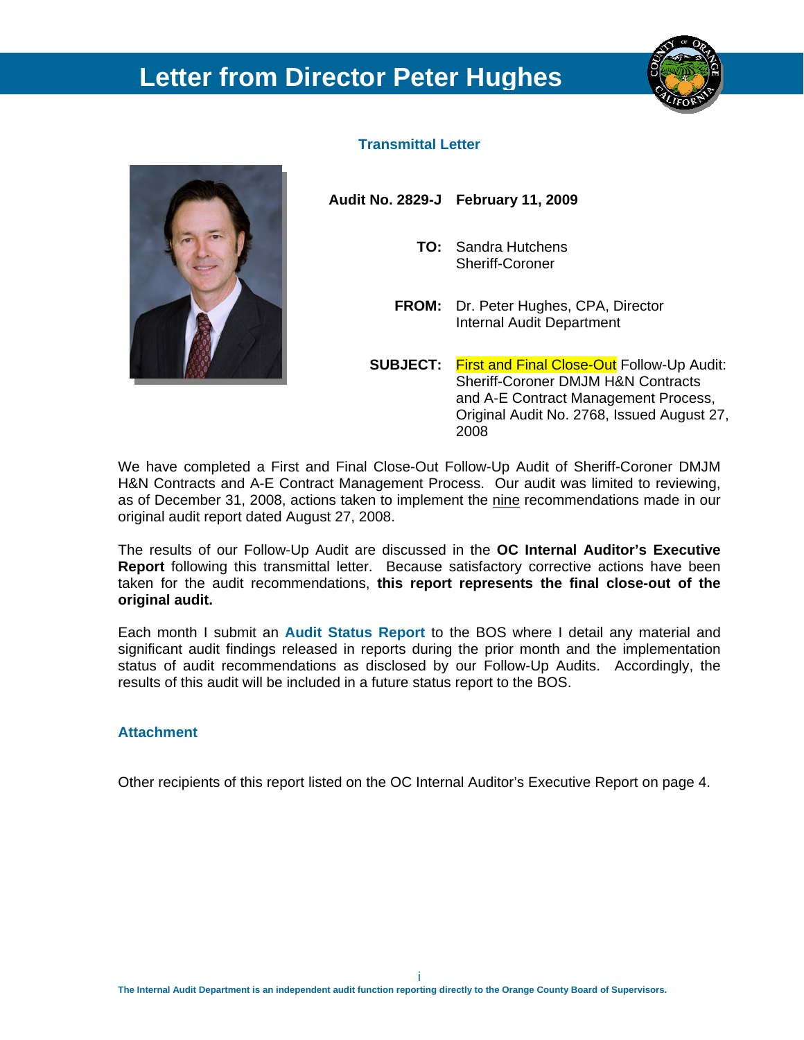# Letter from Director Peter Hughes

### Transmittal Letter

**Audit No. 2829-J** **February 11, 2009**

**TO:** Sandra Hutchens
Sheriff-Coroner

**FROM:** Dr. Peter Hughes, CPA, Director
Internal Audit Department

**SUBJECT:** First and Final Close-Out Follow-Up Audit: Sheriff-Coroner DMJM H&N Contracts and A-E Contract Management Process, Original Audit No. 2768, Issued August 27, 2008

We have completed a First and Final Close-Out Follow-Up Audit of Sheriff-Coroner DMJM H&N Contracts and A-E Contract Management Process. Our audit was limited to reviewing, as of December 31, 2008, actions taken to implement the nine recommendations made in our original audit report dated August 27, 2008.

The results of our Follow-Up Audit are discussed in the **OC Internal Auditor's Executive Report** following this transmittal letter. Because satisfactory corrective actions have been taken for the audit recommendations, **this report represents the final close-out of the original audit.**

Each month I submit an **Audit Status Report** to the BOS where I detail any material and significant audit findings released in reports during the prior month and the implementation status of audit recommendations as disclosed by our Follow-Up Audits. Accordingly, the results of this audit will be included in a future status report to the BOS.

### Attachment

Other recipients of this report listed on the OC Internal Auditor's Executive Report on page 4.

The Internal Audit Department is an independent audit function reporting directly to the Orange County Board of Supervisors.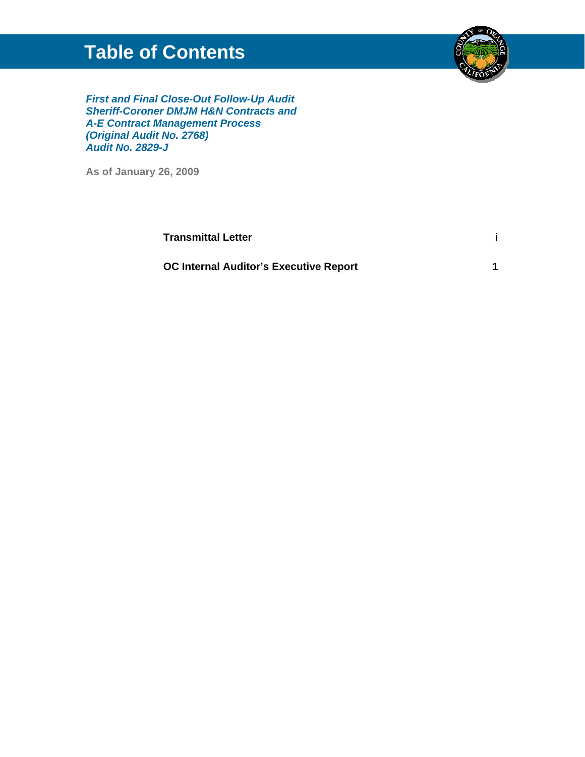# Table of Contents

***First and Final Close-Out Follow-Up Audit***
***Sheriff-Coroner DMJM H&N Contracts and***
***A-E Contract Management Process***
***(Original Audit No. 2768)***
***Audit No. 2829-J***

**As of January 26, 2009**

| | |
|---|---|
| **Transmittal Letter** | **i** |
| **OC Internal Auditor's Executive Report** | **1** |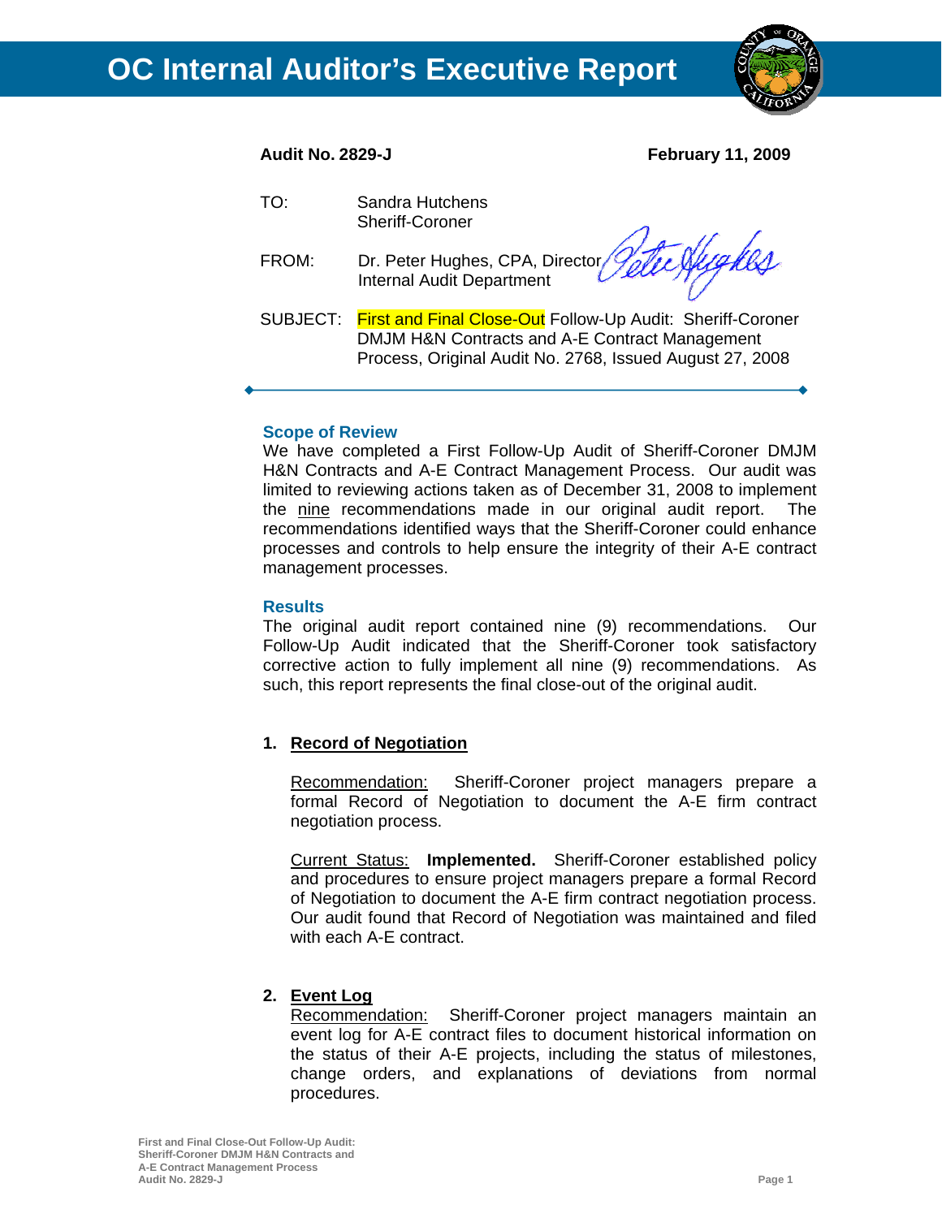# OC Internal Auditor's Executive Report

**Audit No. 2829-J** **February 11, 2009**

TO: Sandra Hutchens
Sheriff-Coroner

FROM: Dr. Peter Hughes, CPA, Director
Internal Audit Department

SUBJECT: First and Final Close-Out Follow-Up Audit: Sheriff-Coroner DMJM H&N Contracts and A-E Contract Management Process, Original Audit No. 2768, Issued August 27, 2008

---

### Scope of Review

We have completed a First Follow-Up Audit of Sheriff-Coroner DMJM H&N Contracts and A-E Contract Management Process. Our audit was limited to reviewing actions taken as of December 31, 2008 to implement the nine recommendations made in our original audit report. The recommendations identified ways that the Sheriff-Coroner could enhance processes and controls to help ensure the integrity of their A-E contract management processes.

### Results

The original audit report contained nine (9) recommendations. Our Follow-Up Audit indicated that the Sheriff-Coroner took satisfactory corrective action to fully implement all nine (9) recommendations. As such, this report represents the final close-out of the original audit.

**1. Record of Negotiation**

Recommendation: Sheriff-Coroner project managers prepare a formal Record of Negotiation to document the A-E firm contract negotiation process.

Current Status: **Implemented.** Sheriff-Coroner established policy and procedures to ensure project managers prepare a formal Record of Negotiation to document the A-E firm contract negotiation process. Our audit found that Record of Negotiation was maintained and filed with each A-E contract.

**2. Event Log**

Recommendation: Sheriff-Coroner project managers maintain an event log for A-E contract files to document historical information on the status of their A-E projects, including the status of milestones, change orders, and explanations of deviations from normal procedures.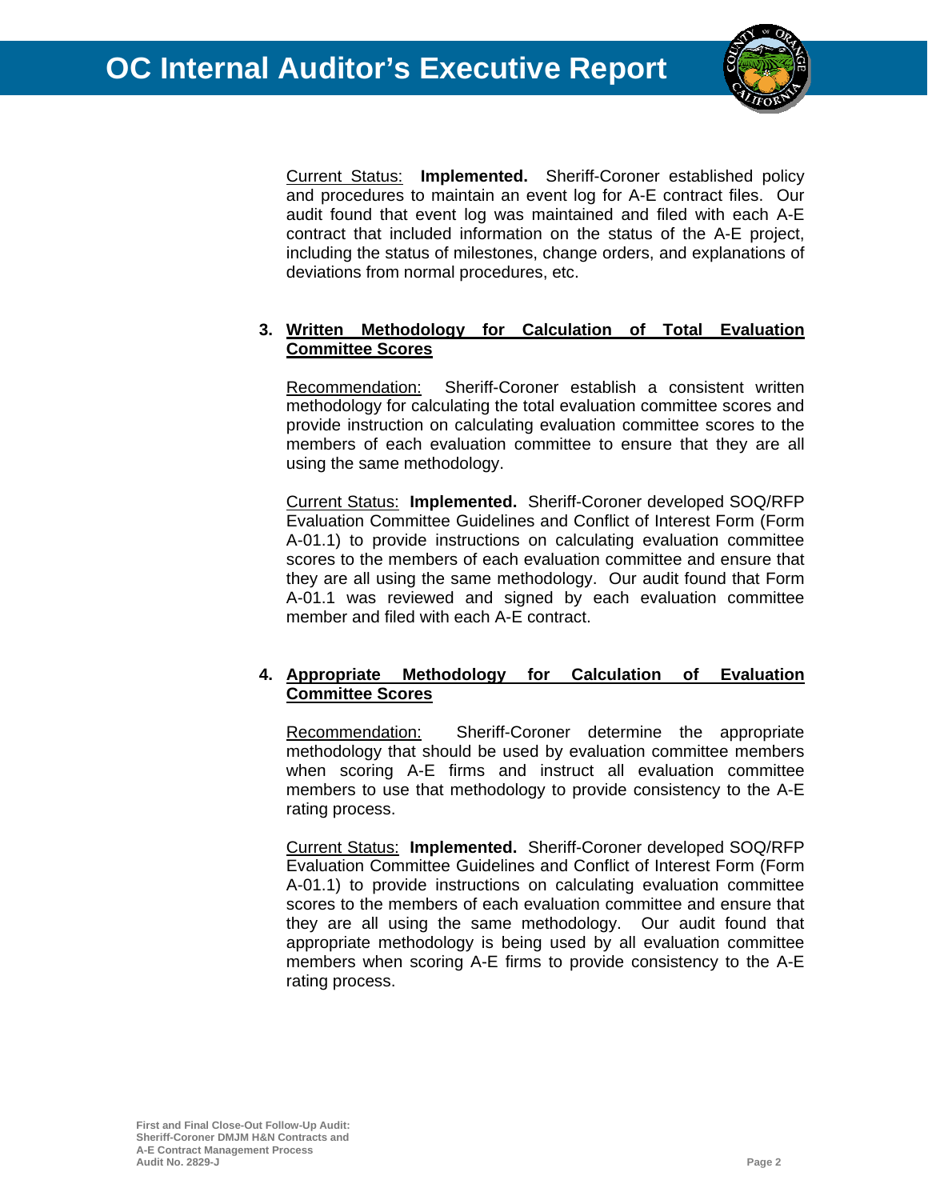Current Status: **Implemented.** Sheriff-Coroner established policy and procedures to maintain an event log for A-E contract files. Our audit found that event log was maintained and filed with each A-E contract that included information on the status of the A-E project, including the status of milestones, change orders, and explanations of deviations from normal procedures, etc.

**3. Written Methodology for Calculation of Total Evaluation Committee Scores**

Recommendation: Sheriff-Coroner establish a consistent written methodology for calculating the total evaluation committee scores and provide instruction on calculating evaluation committee scores to the members of each evaluation committee to ensure that they are all using the same methodology.

Current Status: **Implemented.** Sheriff-Coroner developed SOQ/RFP Evaluation Committee Guidelines and Conflict of Interest Form (Form A-01.1) to provide instructions on calculating evaluation committee scores to the members of each evaluation committee and ensure that they are all using the same methodology. Our audit found that Form A-01.1 was reviewed and signed by each evaluation committee member and filed with each A-E contract.

**4. Appropriate Methodology for Calculation of Evaluation Committee Scores**

Recommendation: Sheriff-Coroner determine the appropriate methodology that should be used by evaluation committee members when scoring A-E firms and instruct all evaluation committee members to use that methodology to provide consistency to the A-E rating process.

Current Status: **Implemented.** Sheriff-Coroner developed SOQ/RFP Evaluation Committee Guidelines and Conflict of Interest Form (Form A-01.1) to provide instructions on calculating evaluation committee scores to the members of each evaluation committee and ensure that they are all using the same methodology. Our audit found that appropriate methodology is being used by all evaluation committee members when scoring A-E firms to provide consistency to the A-E rating process.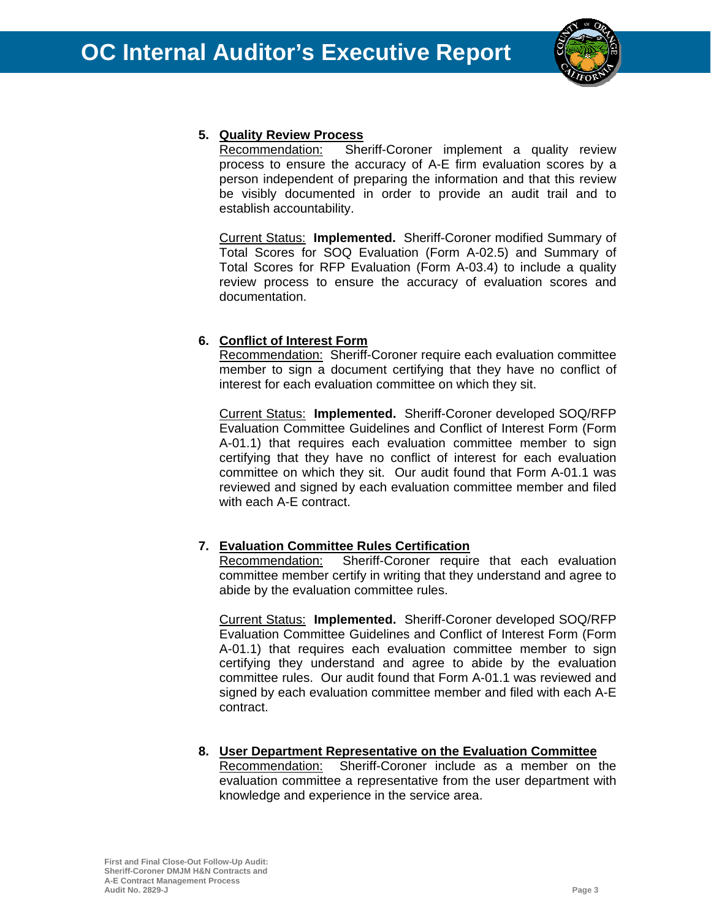5. **Quality Review Process**
   Recommendation: Sheriff-Coroner implement a quality review process to ensure the accuracy of A-E firm evaluation scores by a person independent of preparing the information and that this review be visibly documented in order to provide an audit trail and to establish accountability.

   Current Status: **Implemented.** Sheriff-Coroner modified Summary of Total Scores for SOQ Evaluation (Form A-02.5) and Summary of Total Scores for RFP Evaluation (Form A-03.4) to include a quality review process to ensure the accuracy of evaluation scores and documentation.

6. **Conflict of Interest Form**
   Recommendation: Sheriff-Coroner require each evaluation committee member to sign a document certifying that they have no conflict of interest for each evaluation committee on which they sit.

   Current Status: **Implemented.** Sheriff-Coroner developed SOQ/RFP Evaluation Committee Guidelines and Conflict of Interest Form (Form A-01.1) that requires each evaluation committee member to sign certifying that they have no conflict of interest for each evaluation committee on which they sit. Our audit found that Form A-01.1 was reviewed and signed by each evaluation committee member and filed with each A-E contract.

7. **Evaluation Committee Rules Certification**
   Recommendation: Sheriff-Coroner require that each evaluation committee member certify in writing that they understand and agree to abide by the evaluation committee rules.

   Current Status: **Implemented.** Sheriff-Coroner developed SOQ/RFP Evaluation Committee Guidelines and Conflict of Interest Form (Form A-01.1) that requires each evaluation committee member to sign certifying they understand and agree to abide by the evaluation committee rules. Our audit found that Form A-01.1 was reviewed and signed by each evaluation committee member and filed with each A-E contract.

8. **User Department Representative on the Evaluation Committee**
   Recommendation: Sheriff-Coroner include as a member on the evaluation committee a representative from the user department with knowledge and experience in the service area.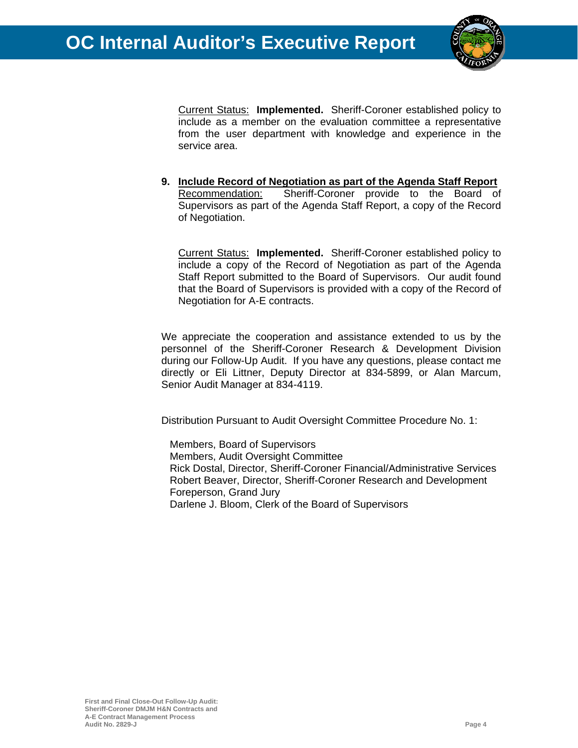Current Status: **Implemented.** Sheriff-Coroner established policy to include as a member on the evaluation committee a representative from the user department with knowledge and experience in the service area.

**9. Include Record of Negotiation as part of the Agenda Staff Report**

Recommendation: Sheriff-Coroner provide to the Board of Supervisors as part of the Agenda Staff Report, a copy of the Record of Negotiation.

Current Status: **Implemented.** Sheriff-Coroner established policy to include a copy of the Record of Negotiation as part of the Agenda Staff Report submitted to the Board of Supervisors. Our audit found that the Board of Supervisors is provided with a copy of the Record of Negotiation for A-E contracts.

We appreciate the cooperation and assistance extended to us by the personnel of the Sheriff-Coroner Research & Development Division during our Follow-Up Audit. If you have any questions, please contact me directly or Eli Littner, Deputy Director at 834-5899, or Alan Marcum, Senior Audit Manager at 834-4119.

Distribution Pursuant to Audit Oversight Committee Procedure No. 1:

Members, Board of Supervisors
Members, Audit Oversight Committee
Rick Dostal, Director, Sheriff-Coroner Financial/Administrative Services
Robert Beaver, Director, Sheriff-Coroner Research and Development
Foreperson, Grand Jury
Darlene J. Bloom, Clerk of the Board of Supervisors